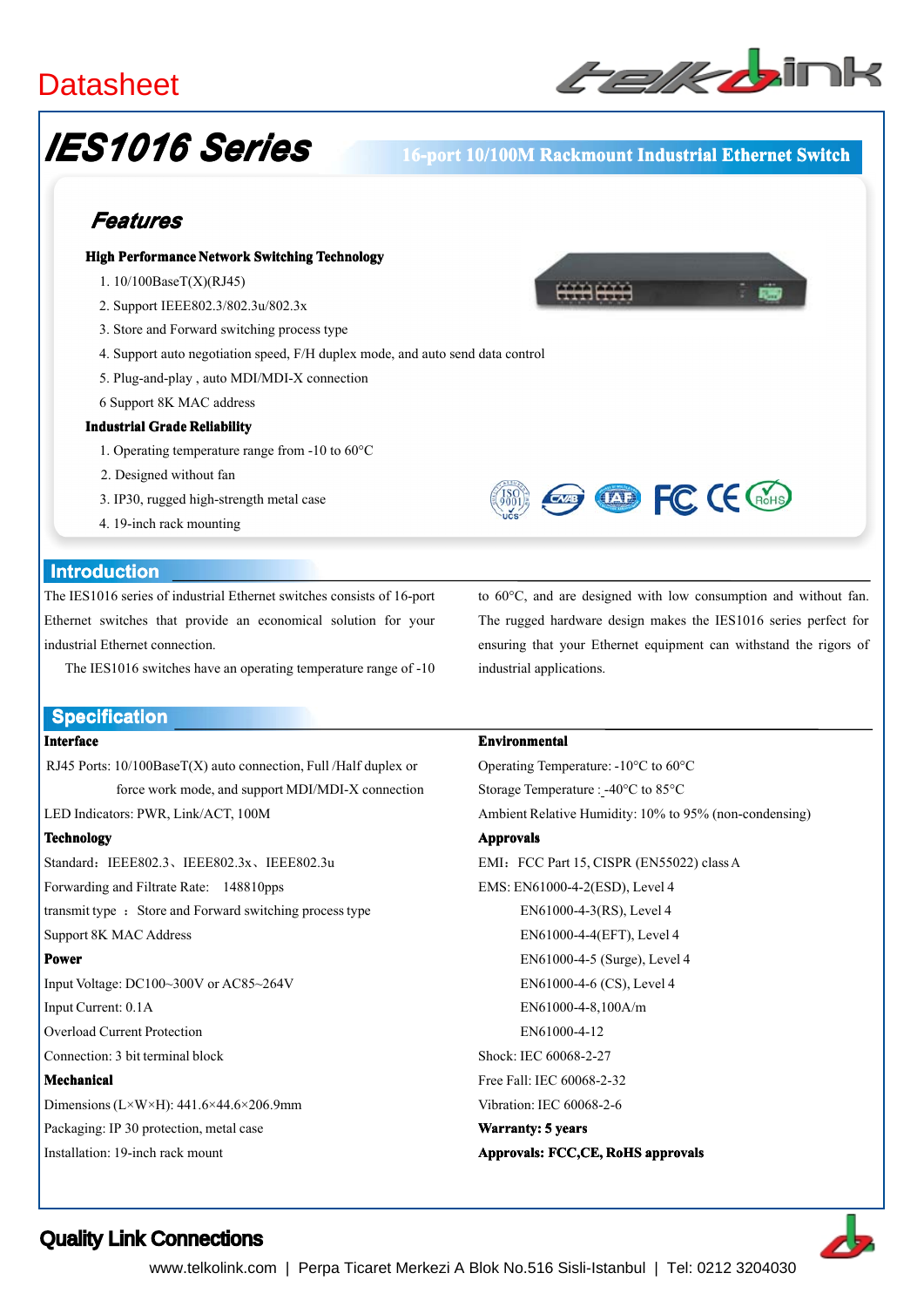Datasheet

# IES1016 Series

16-port 10/100M Rackmount Industrial Ethernet Switch

## Features

**High Performance Network Switching Technology**

1. 10/100BaseT(X)(RJ45)
2. Support IEEE802.3/802.3u/802.3x
3. Store and Forward switching process type
4. Support auto negotiation speed, F/H duplex mode, and auto send data control
5. Plug-and-play , auto MDI/MDI-X connection
6. Support 8K MAC address

**Industrial Grade Reliability**

1. Operating temperature range from -10 to 60°C
2. Designed without fan
3. IP30, rugged high-strength metal case
4. 19-inch rack mounting

## Introduction

The IES1016 series of industrial Ethernet switches consists of 16-port Ethernet switches that provide an economical solution for your industrial Ethernet connection.

The IES1016 switches have an operating temperature range of -10 to 60°C, and are designed with low consumption and without fan. The rugged hardware design makes the IES1016 series perfect for ensuring that your Ethernet equipment can withstand the rigors of industrial applications.

## Specification

**Interface**

RJ45 Ports: 10/100BaseT(X) auto connection, Full /Half duplex or force work mode, and support MDI/MDI-X connection

LED Indicators: PWR, Link/ACT, 100M

**Technology**

Standard：IEEE802.3、IEEE802.3x、IEEE802.3u

Forwarding and Filtrate Rate: 148810pps

transmit type ：Store and Forward switching process type

Support 8K MAC Address

**Power**

Input Voltage: DC100~300V or AC85~264V

Input Current: 0.1A

Overload Current Protection

Connection: 3 bit terminal block

**Mechanical**

Dimensions (L×W×H): 441.6×44.6×206.9mm

Packaging: IP 30 protection, metal case

Installation: 19-inch rack mount

**Environmental**

Operating Temperature: -10°C to 60°C

Storage Temperature : -40°C to 85°C

Ambient Relative Humidity: 10% to 95% (non-condensing)

**Approvals**

EMI：FCC Part 15, CISPR (EN55022) class A

EMS: EN61000-4-2(ESD), Level 4

EN61000-4-3(RS), Level 4

EN61000-4-4(EFT), Level 4

EN61000-4-5 (Surge), Level 4

EN61000-4-6 (CS), Level 4

EN61000-4-8,100A/m

EN61000-4-12

Shock: IEC 60068-2-27

Free Fall: IEC 60068-2-32

Vibration: IEC 60068-2-6

**Warranty: 5 years**

**Approvals: FCC,CE, RoHS approvals**

**Quality Link Connections**

www.telkolink.com | Perpa Ticaret Merkezi A Blok No.516 Sisli-Istanbul | Tel: 0212 3204030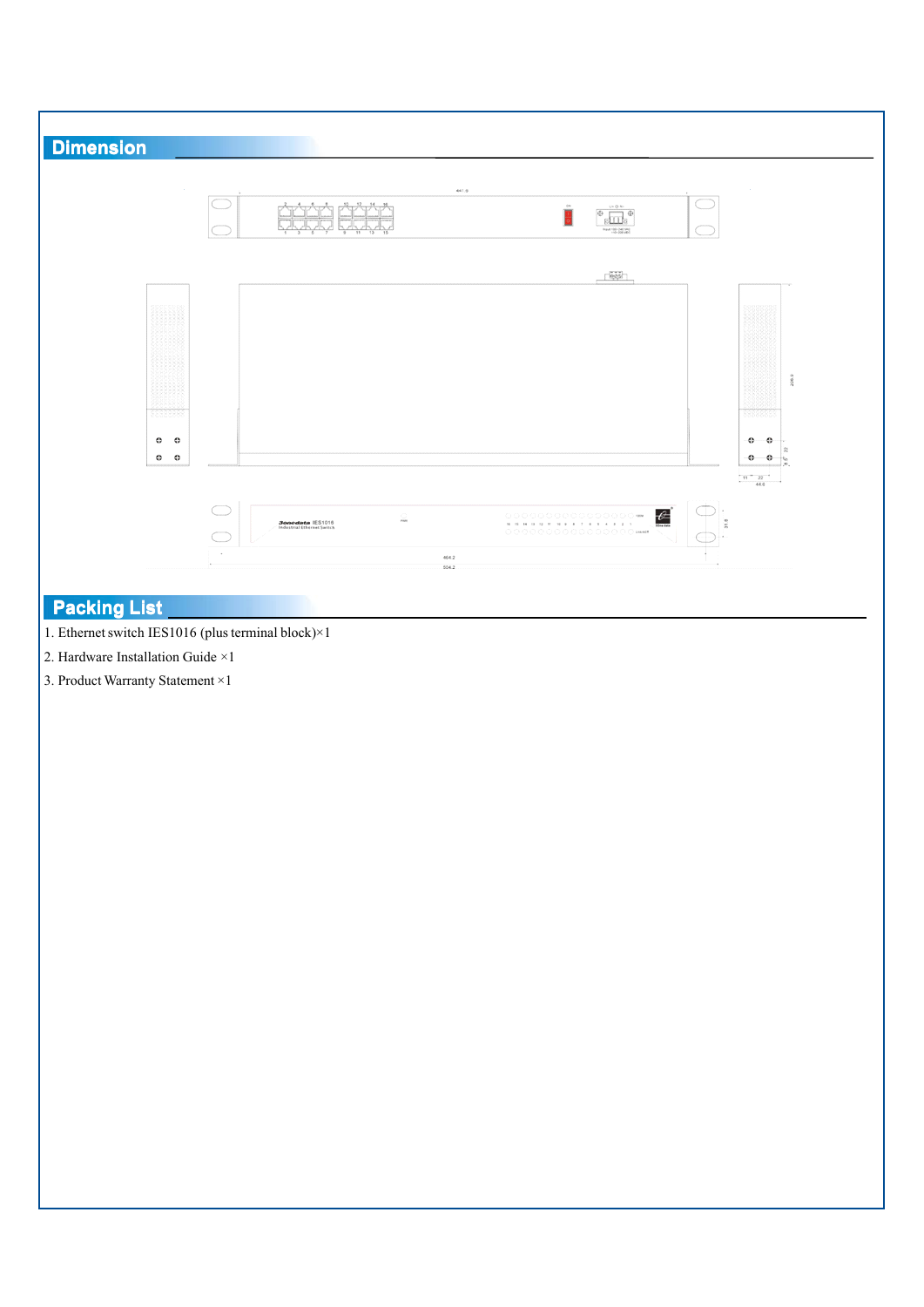## Dimension

441.8

206.0

22

11

44.6

3onedata IES1016

Industrial Ethernet Switch

464.2

504.2

## Packing List

1. Ethernet switch IES1016 (plus terminal block)×1
2. Hardware Installation Guide ×1
3. Product Warranty Statement ×1